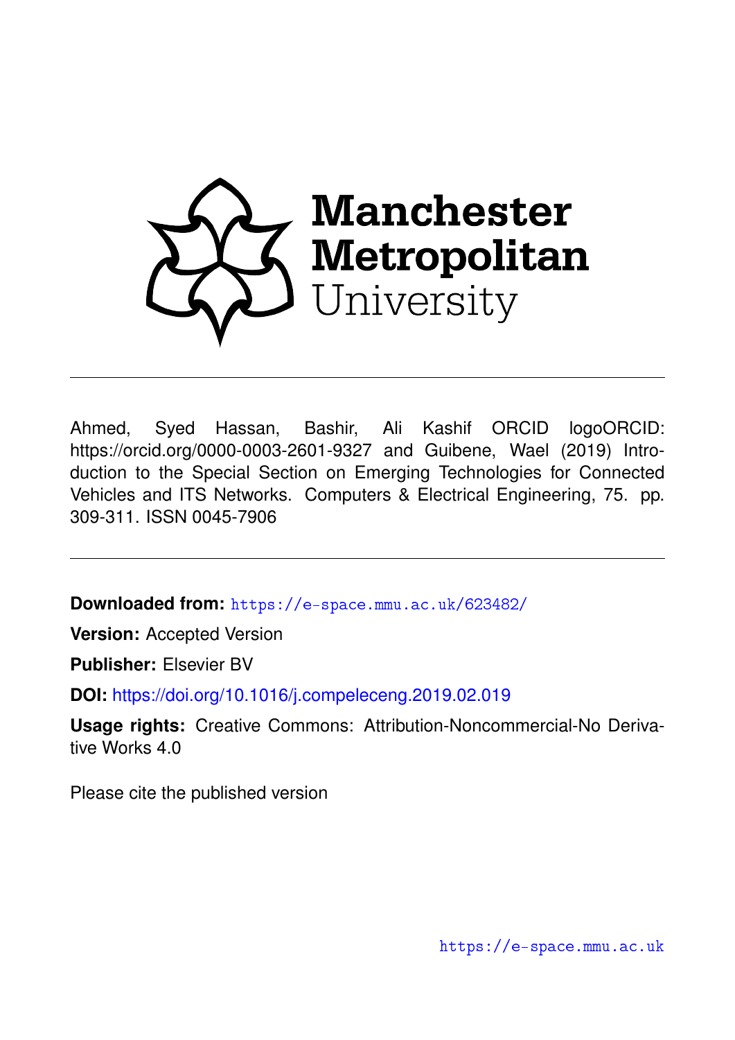Manchester Metropolitan University

---

Ahmed, Syed Hassan, Bashir, Ali Kashif ORCID logoORCID: https://orcid.org/0000-0003-2601-9327 and Guibene, Wael (2019) Introduction to the Special Section on Emerging Technologies for Connected Vehicles and ITS Networks. Computers & Electrical Engineering, 75. pp. 309-311. ISSN 0045-7906

---

**Downloaded from:** https://e-space.mmu.ac.uk/623482/

**Version:** Accepted Version

**Publisher:** Elsevier BV

**DOI:** https://doi.org/10.1016/j.compeleceng.2019.02.019

**Usage rights:** Creative Commons: Attribution-Noncommercial-No Derivative Works 4.0

Please cite the published version

https://e-space.mmu.ac.uk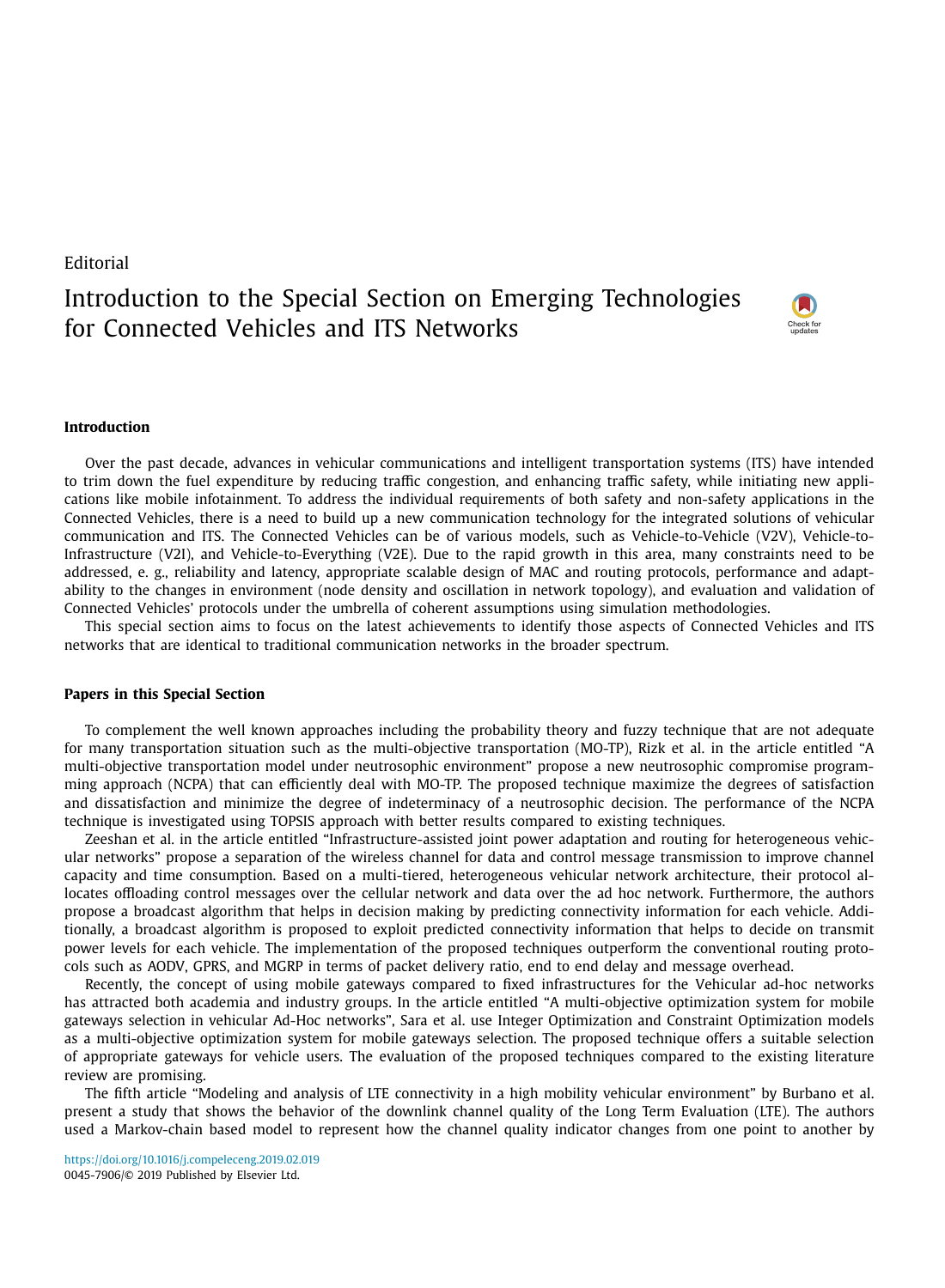Editorial

# Introduction to the Special Section on Emerging Technologies for Connected Vehicles and ITS Networks

## Introduction

Over the past decade, advances in vehicular communications and intelligent transportation systems (ITS) have intended to trim down the fuel expenditure by reducing traffic congestion, and enhancing traffic safety, while initiating new applications like mobile infotainment. To address the individual requirements of both safety and non-safety applications in the Connected Vehicles, there is a need to build up a new communication technology for the integrated solutions of vehicular communication and ITS. The Connected Vehicles can be of various models, such as Vehicle-to-Vehicle (V2V), Vehicle-to-Infrastructure (V2I), and Vehicle-to-Everything (V2E). Due to the rapid growth in this area, many constraints need to be addressed, e. g., reliability and latency, appropriate scalable design of MAC and routing protocols, performance and adaptability to the changes in environment (node density and oscillation in network topology), and evaluation and validation of Connected Vehicles' protocols under the umbrella of coherent assumptions using simulation methodologies.

This special section aims to focus on the latest achievements to identify those aspects of Connected Vehicles and ITS networks that are identical to traditional communication networks in the broader spectrum.

## Papers in this Special Section

To complement the well known approaches including the probability theory and fuzzy technique that are not adequate for many transportation situation such as the multi-objective transportation (MO-TP), Rizk et al. in the article entitled "A multi-objective transportation model under neutrosophic environment" propose a new neutrosophic compromise programming approach (NCPA) that can efficiently deal with MO-TP. The proposed technique maximize the degrees of satisfaction and dissatisfaction and minimize the degree of indeterminacy of a neutrosophic decision. The performance of the NCPA technique is investigated using TOPSIS approach with better results compared to existing techniques.

Zeeshan et al. in the article entitled "Infrastructure-assisted joint power adaptation and routing for heterogeneous vehicular networks" propose a separation of the wireless channel for data and control message transmission to improve channel capacity and time consumption. Based on a multi-tiered, heterogeneous vehicular network architecture, their protocol allocates offloading control messages over the cellular network and data over the ad hoc network. Furthermore, the authors propose a broadcast algorithm that helps in decision making by predicting connectivity information for each vehicle. Additionally, a broadcast algorithm is proposed to exploit predicted connectivity information that helps to decide on transmit power levels for each vehicle. The implementation of the proposed techniques outperform the conventional routing protocols such as AODV, GPRS, and MGRP in terms of packet delivery ratio, end to end delay and message overhead.

Recently, the concept of using mobile gateways compared to fixed infrastructures for the Vehicular ad-hoc networks has attracted both academia and industry groups. In the article entitled "A multi-objective optimization system for mobile gateways selection in vehicular Ad-Hoc networks", Sara et al. use Integer Optimization and Constraint Optimization models as a multi-objective optimization system for mobile gateways selection. The proposed technique offers a suitable selection of appropriate gateways for vehicle users. The evaluation of the proposed techniques compared to the existing literature review are promising.

The fifth article "Modeling and analysis of LTE connectivity in a high mobility vehicular environment" by Burbano et al. present a study that shows the behavior of the downlink channel quality of the Long Term Evaluation (LTE). The authors used a Markov-chain based model to represent how the channel quality indicator changes from one point to another by

https://doi.org/10.1016/j.compeleceng.2019.02.019
0045-7906/© 2019 Published by Elsevier Ltd.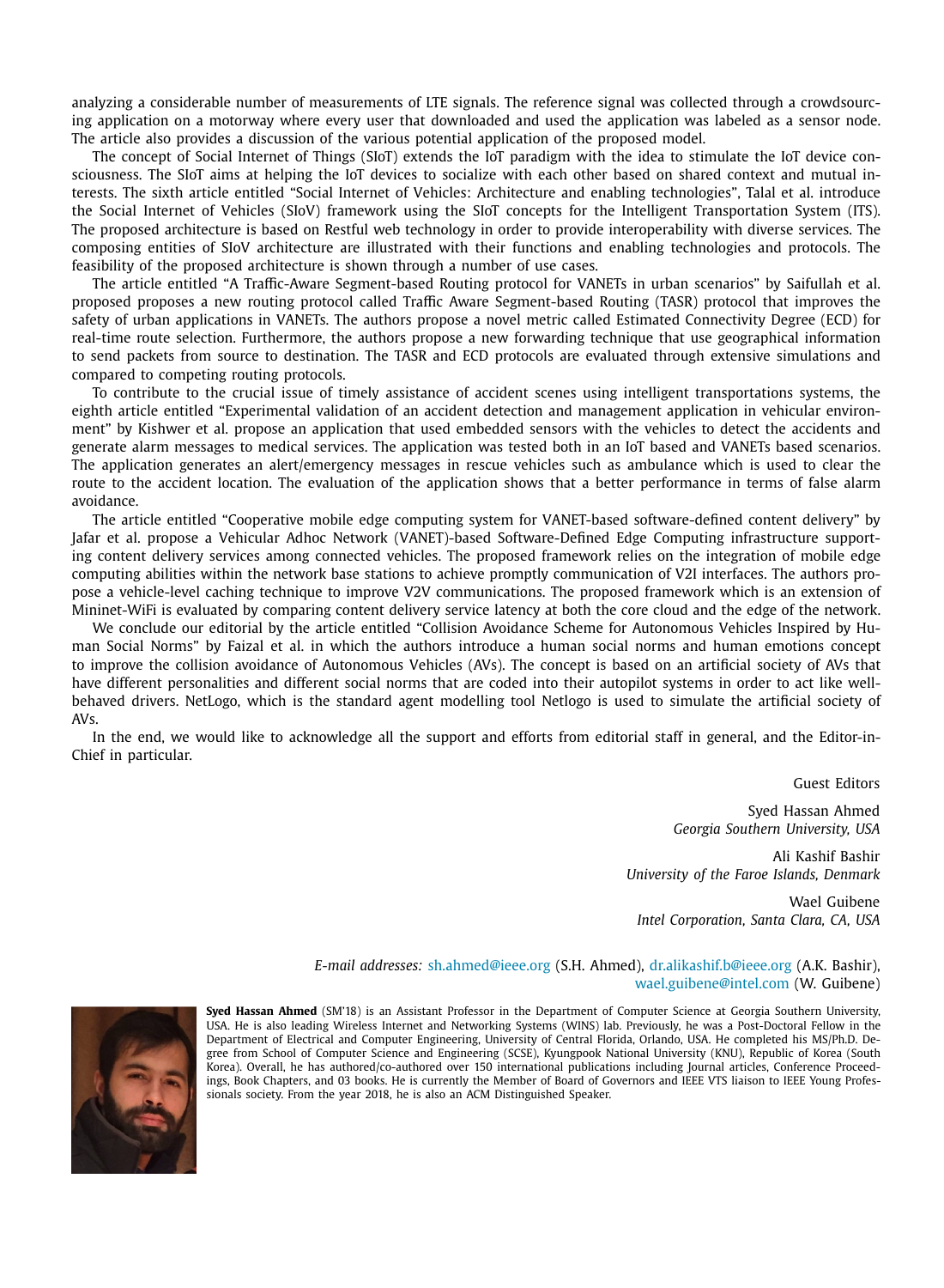analyzing a considerable number of measurements of LTE signals. The reference signal was collected through a crowdsourcing application on a motorway where every user that downloaded and used the application was labeled as a sensor node. The article also provides a discussion of the various potential application of the proposed model.

The concept of Social Internet of Things (SIoT) extends the IoT paradigm with the idea to stimulate the IoT device consciousness. The SIoT aims at helping the IoT devices to socialize with each other based on shared context and mutual interests. The sixth article entitled "Social Internet of Vehicles: Architecture and enabling technologies", Talal et al. introduce the Social Internet of Vehicles (SIoV) framework using the SIoT concepts for the Intelligent Transportation System (ITS). The proposed architecture is based on Restful web technology in order to provide interoperability with diverse services. The composing entities of SIoV architecture are illustrated with their functions and enabling technologies and protocols. The feasibility of the proposed architecture is shown through a number of use cases.

The article entitled "A Traffic-Aware Segment-based Routing protocol for VANETs in urban scenarios" by Saifullah et al. proposed proposes a new routing protocol called Traffic Aware Segment-based Routing (TASR) protocol that improves the safety of urban applications in VANETs. The authors propose a novel metric called Estimated Connectivity Degree (ECD) for real-time route selection. Furthermore, the authors propose a new forwarding technique that use geographical information to send packets from source to destination. The TASR and ECD protocols are evaluated through extensive simulations and compared to competing routing protocols.

To contribute to the crucial issue of timely assistance of accident scenes using intelligent transportations systems, the eighth article entitled "Experimental validation of an accident detection and management application in vehicular environment" by Kishwer et al. propose an application that used embedded sensors with the vehicles to detect the accidents and generate alarm messages to medical services. The application was tested both in an IoT based and VANETs based scenarios. The application generates an alert/emergency messages in rescue vehicles such as ambulance which is used to clear the route to the accident location. The evaluation of the application shows that a better performance in terms of false alarm avoidance.

The article entitled "Cooperative mobile edge computing system for VANET-based software-defined content delivery" by Jafar et al. propose a Vehicular Adhoc Network (VANET)-based Software-Defined Edge Computing infrastructure supporting content delivery services among connected vehicles. The proposed framework relies on the integration of mobile edge computing abilities within the network base stations to achieve promptly communication of V2I interfaces. The authors propose a vehicle-level caching technique to improve V2V communications. The proposed framework which is an extension of Mininet-WiFi is evaluated by comparing content delivery service latency at both the core cloud and the edge of the network.

We conclude our editorial by the article entitled "Collision Avoidance Scheme for Autonomous Vehicles Inspired by Human Social Norms" by Faizal et al. in which the authors introduce a human social norms and human emotions concept to improve the collision avoidance of Autonomous Vehicles (AVs). The concept is based on an artificial society of AVs that have different personalities and different social norms that are coded into their autopilot systems in order to act like well-behaved drivers. NetLogo, which is the standard agent modelling tool Netlogo is used to simulate the artificial society of AVs.

In the end, we would like to acknowledge all the support and efforts from editorial staff in general, and the Editor-in-Chief in particular.

Guest Editors

Syed Hassan Ahmed
*Georgia Southern University, USA*

Ali Kashif Bashir
*University of the Faroe Islands, Denmark*

Wael Guibene
*Intel Corporation, Santa Clara, CA, USA*

*E-mail addresses:* sh.ahmed@ieee.org (S.H. Ahmed), dr.alikashif.b@ieee.org (A.K. Bashir), wael.guibene@intel.com (W. Guibene)

**Syed Hassan Ahmed** (SM'18) is an Assistant Professor in the Department of Computer Science at Georgia Southern University, USA. He is also leading Wireless Internet and Networking Systems (WINS) lab. Previously, he was a Post-Doctoral Fellow in the Department of Electrical and Computer Engineering, University of Central Florida, Orlando, USA. He completed his MS/Ph.D. Degree from School of Computer Science and Engineering (SCSE), Kyungpook National University (KNU), Republic of Korea (South Korea). Overall, he has authored/co-authored over 150 international publications including Journal articles, Conference Proceedings, Book Chapters, and 03 books. He is currently the Member of Board of Governors and IEEE VTS liaison to IEEE Young Professionals society. From the year 2018, he is also an ACM Distinguished Speaker.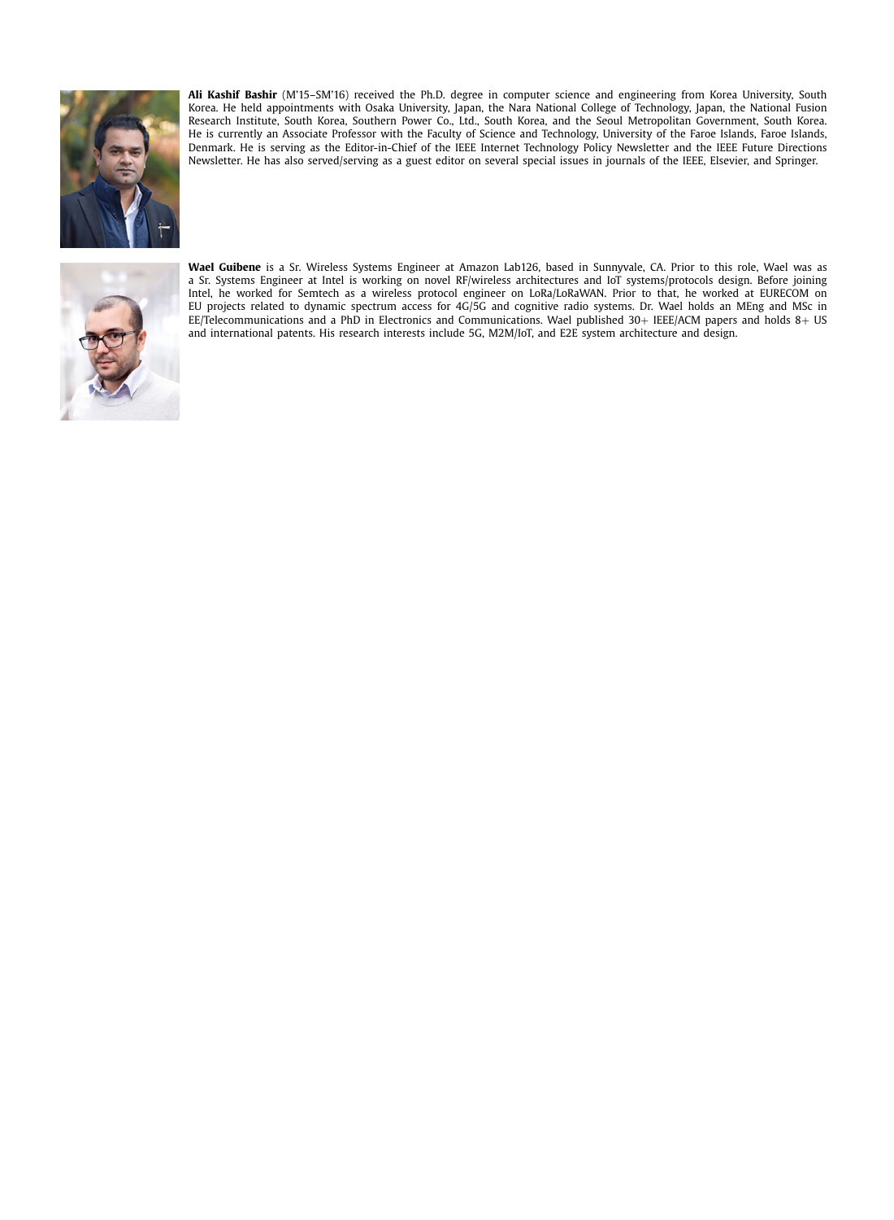**Ali Kashif Bashir** (M'15–SM'16) received the Ph.D. degree in computer science and engineering from Korea University, South Korea. He held appointments with Osaka University, Japan, the Nara National College of Technology, Japan, the National Fusion Research Institute, South Korea, Southern Power Co., Ltd., South Korea, and the Seoul Metropolitan Government, South Korea. He is currently an Associate Professor with the Faculty of Science and Technology, University of the Faroe Islands, Faroe Islands, Denmark. He is serving as the Editor-in-Chief of the IEEE Internet Technology Policy Newsletter and the IEEE Future Directions Newsletter. He has also served/serving as a guest editor on several special issues in journals of the IEEE, Elsevier, and Springer.

**Wael Guibene** is a Sr. Wireless Systems Engineer at Amazon Lab126, based in Sunnyvale, CA. Prior to this role, Wael was as a Sr. Systems Engineer at Intel is working on novel RF/wireless architectures and IoT systems/protocols design. Before joining Intel, he worked for Semtech as a wireless protocol engineer on LoRa/LoRaWAN. Prior to that, he worked at EURECOM on EU projects related to dynamic spectrum access for 4G/5G and cognitive radio systems. Dr. Wael holds an MEng and MSc in EE/Telecommunications and a PhD in Electronics and Communications. Wael published 30+ IEEE/ACM papers and holds 8+ US and international patents. His research interests include 5G, M2M/IoT, and E2E system architecture and design.